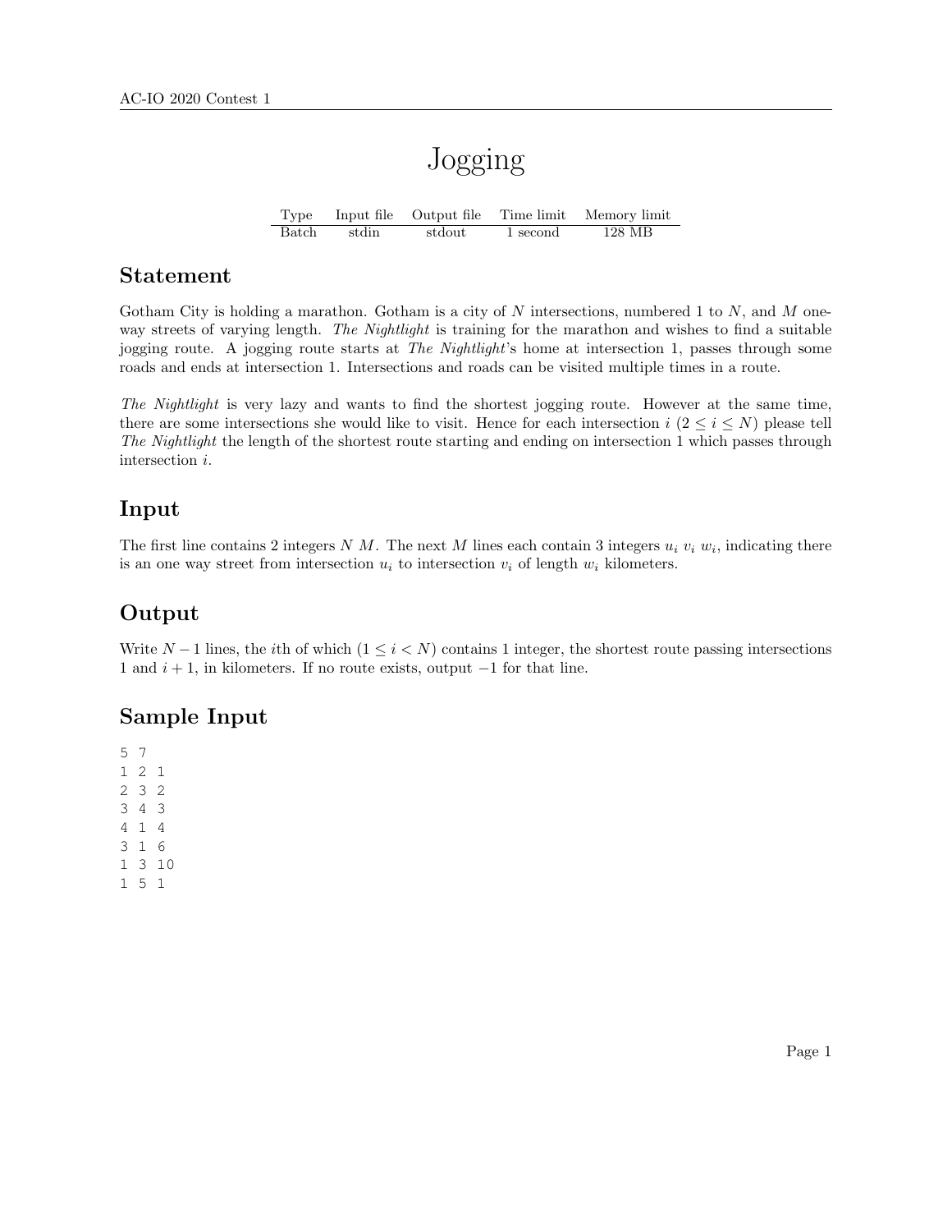# Jogging

| Type | Input file | Output file | Time limit | Memory limit |
|---|---|---|---|---|
| Batch | stdin | stdout | 1 second | 128 MB |

## Statement

Gotham City is holding a marathon. Gotham is a city of $N$ intersections, numbered 1 to $N$, and $M$ one-way streets of varying length. *The Nightlight* is training for the marathon and wishes to find a suitable jogging route. A jogging route starts at *The Nightlight*'s home at intersection 1, passes through some roads and ends at intersection 1. Intersections and roads can be visited multiple times in a route.

*The Nightlight* is very lazy and wants to find the shortest jogging route. However at the same time, there are some intersections she would like to visit. Hence for each intersection $i$ ($2 \leq i \leq N$) please tell *The Nightlight* the length of the shortest route starting and ending on intersection 1 which passes through intersection $i$.

## Input

The first line contains 2 integers $N$ $M$. The next $M$ lines each contain 3 integers $u_i$ $v_i$ $w_i$, indicating there is an one way street from intersection $u_i$ to intersection $v_i$ of length $w_i$ kilometers.

## Output

Write $N-1$ lines, the $i$th of which ($1 \leq i < N$) contains 1 integer, the shortest route passing intersections 1 and $i+1$, in kilometers. If no route exists, output $-1$ for that line.

## Sample Input

```
5 7
1 2 1
2 3 2
3 4 3
4 1 4
3 1 6
1 3 10
1 5 1
```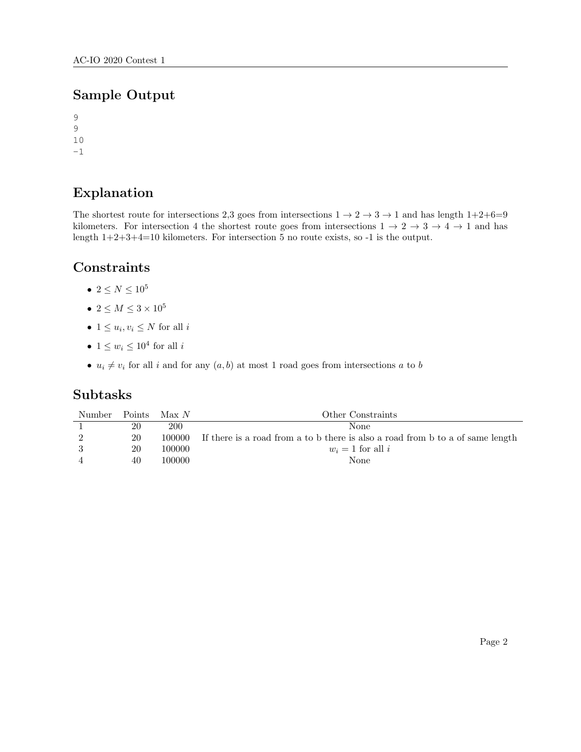## Sample Output

```
9
9
10
-1
```

## Explanation

The shortest route for intersections 2,3 goes from intersections $1 \to 2 \to 3 \to 1$ and has length 1+2+6=9 kilometers. For intersection 4 the shortest route goes from intersections $1 \to 2 \to 3 \to 4 \to 1$ and has length 1+2+3+4=10 kilometers. For intersection 5 no route exists, so -1 is the output.

## Constraints

- $2 \leq N \leq 10^5$
- $2 \leq M \leq 3 \times 10^5$
- $1 \leq u_i, v_i \leq N$ for all $i$
- $1 \leq w_i \leq 10^4$ for all $i$
- $u_i \neq v_i$ for all $i$ and for any $(a, b)$ at most 1 road goes from intersections $a$ to $b$

## Subtasks

| Number | Points | Max $N$ | Other Constraints |
|---|---|---|---|
| 1 | 20 | 200 | None |
| 2 | 20 | 100000 | If there is a road from a to b there is also a road from b to a of same length |
| 3 | 20 | 100000 | $w_i = 1$ for all $i$ |
| 4 | 40 | 100000 | None |